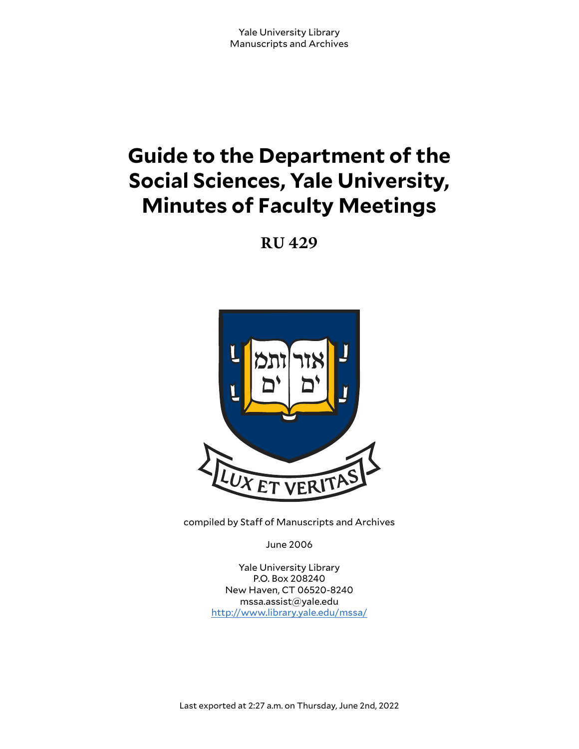Yale University Library
Manuscripts and Archives

# Guide to the Department of the Social Sciences, Yale University, Minutes of Faculty Meetings

**RU 429**

compiled by Staff of Manuscripts and Archives

June 2006

Yale University Library
P.O. Box 208240
New Haven, CT 06520-8240
mssa.assist@yale.edu
http://www.library.yale.edu/mssa/

Last exported at 2:27 a.m. on Thursday, June 2nd, 2022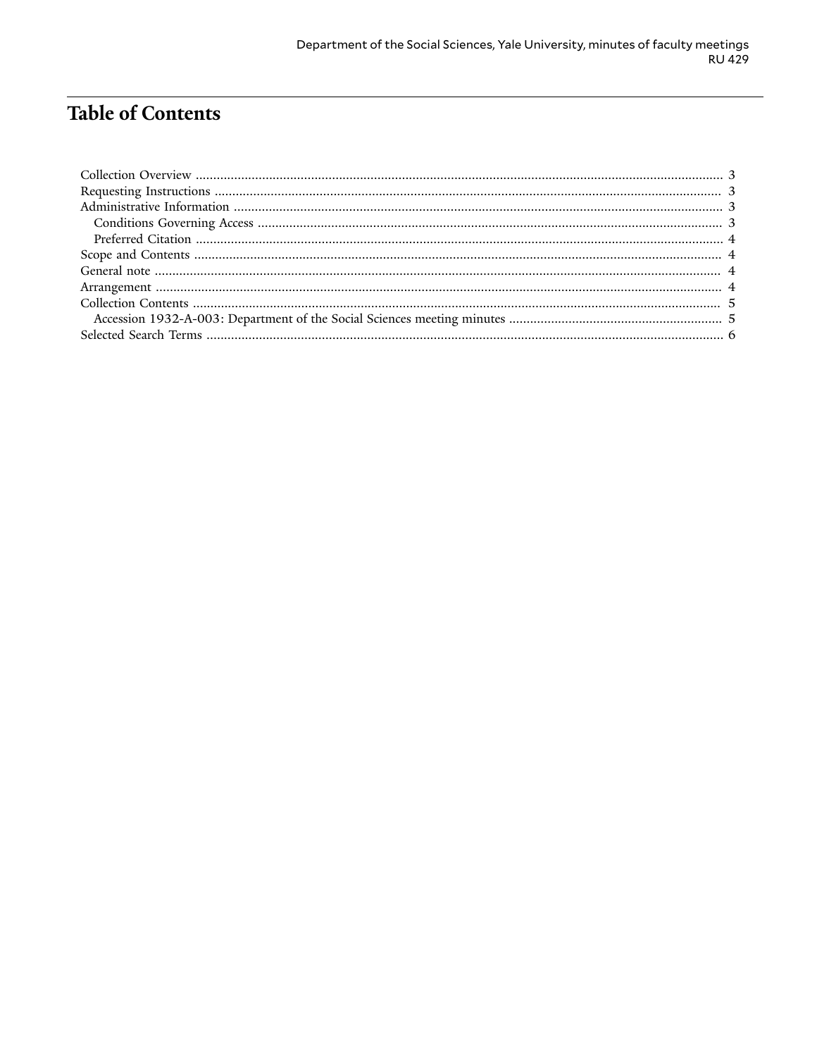# Table of Contents

- Collection Overview ........ 3
- Requesting Instructions ........ 3
- Administrative Information ........ 3
  - Conditions Governing Access ........ 3
  - Preferred Citation ........ 4
- Scope and Contents ........ 4
- General note ........ 4
- Arrangement ........ 4
- Collection Contents ........ 5
  - Accession 1932-A-003: Department of the Social Sciences meeting minutes ........ 5
- Selected Search Terms ........ 6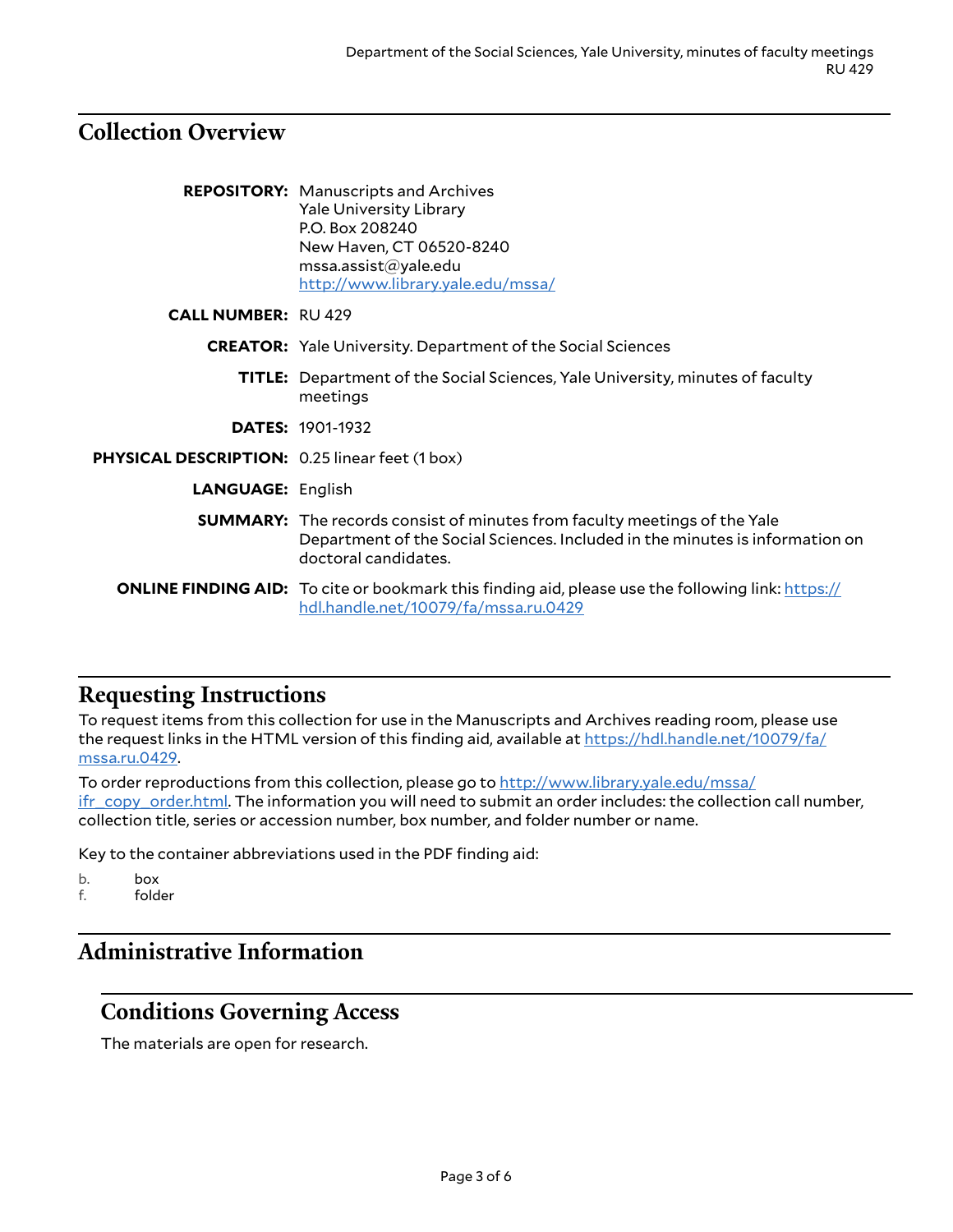## Collection Overview

**REPOSITORY:** Manuscripts and Archives
Yale University Library
P.O. Box 208240
New Haven, CT 06520-8240
mssa.assist@yale.edu
http://www.library.yale.edu/mssa/

**CALL NUMBER:** RU 429

**CREATOR:** Yale University. Department of the Social Sciences

**TITLE:** Department of the Social Sciences, Yale University, minutes of faculty meetings

**DATES:** 1901-1932

**PHYSICAL DESCRIPTION:** 0.25 linear feet (1 box)

**LANGUAGE:** English

**SUMMARY:** The records consist of minutes from faculty meetings of the Yale Department of the Social Sciences. Included in the minutes is information on doctoral candidates.

**ONLINE FINDING AID:** To cite or bookmark this finding aid, please use the following link: https://hdl.handle.net/10079/fa/mssa.ru.0429

## Requesting Instructions

To request items from this collection for use in the Manuscripts and Archives reading room, please use the request links in the HTML version of this finding aid, available at https://hdl.handle.net/10079/fa/mssa.ru.0429.

To order reproductions from this collection, please go to http://www.library.yale.edu/mssa/ifr_copy_order.html. The information you will need to submit an order includes: the collection call number, collection title, series or accession number, box number, and folder number or name.

Key to the container abbreviations used in the PDF finding aid:

b. box
f. folder

## Administrative Information

### Conditions Governing Access

The materials are open for research.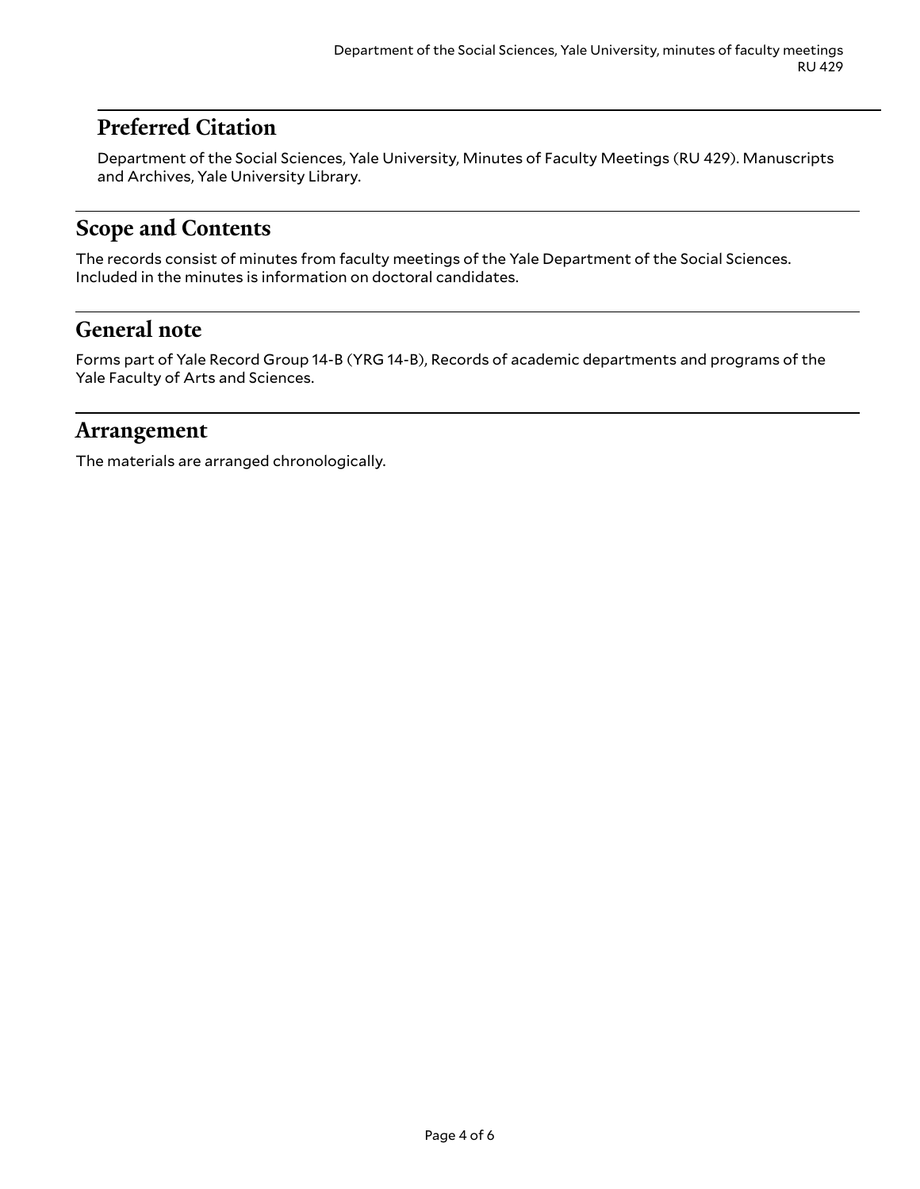## Preferred Citation

Department of the Social Sciences, Yale University, Minutes of Faculty Meetings (RU 429). Manuscripts and Archives, Yale University Library.

## Scope and Contents

The records consist of minutes from faculty meetings of the Yale Department of the Social Sciences. Included in the minutes is information on doctoral candidates.

## General note

Forms part of Yale Record Group 14-B (YRG 14-B), Records of academic departments and programs of the Yale Faculty of Arts and Sciences.

## Arrangement

The materials are arranged chronologically.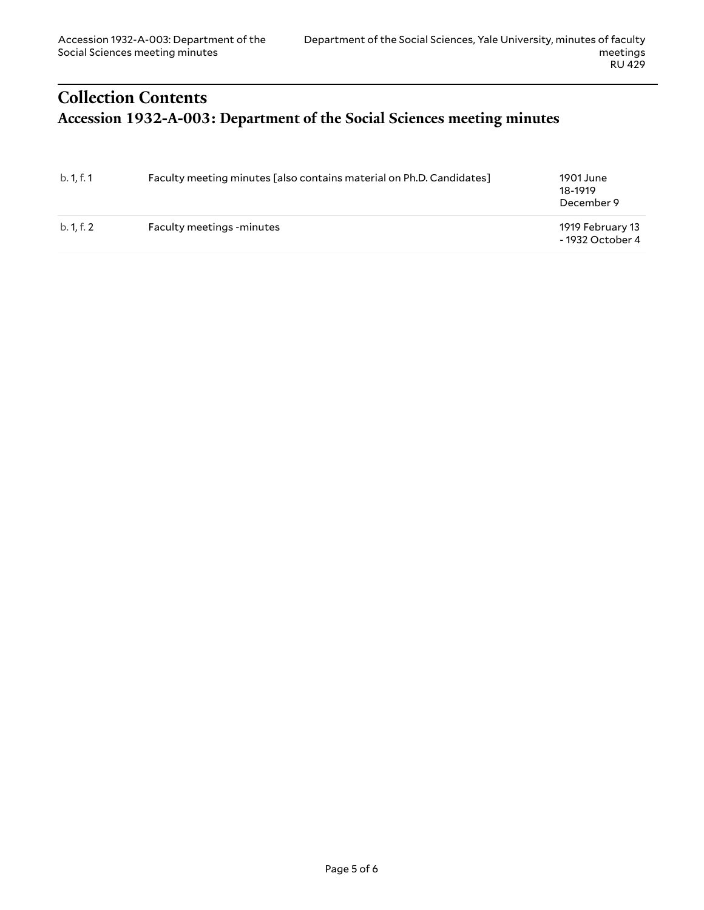# Collection Contents

## Accession 1932-A-003: Department of the Social Sciences meeting minutes

| | | |
|---|---|---|
| b. 1, f. 1 | Faculty meeting minutes [also contains material on Ph.D. Candidates] | 1901 June 18-1919 December 9 |
| b. 1, f. 2 | Faculty meetings -minutes | 1919 February 13 - 1932 October 4 |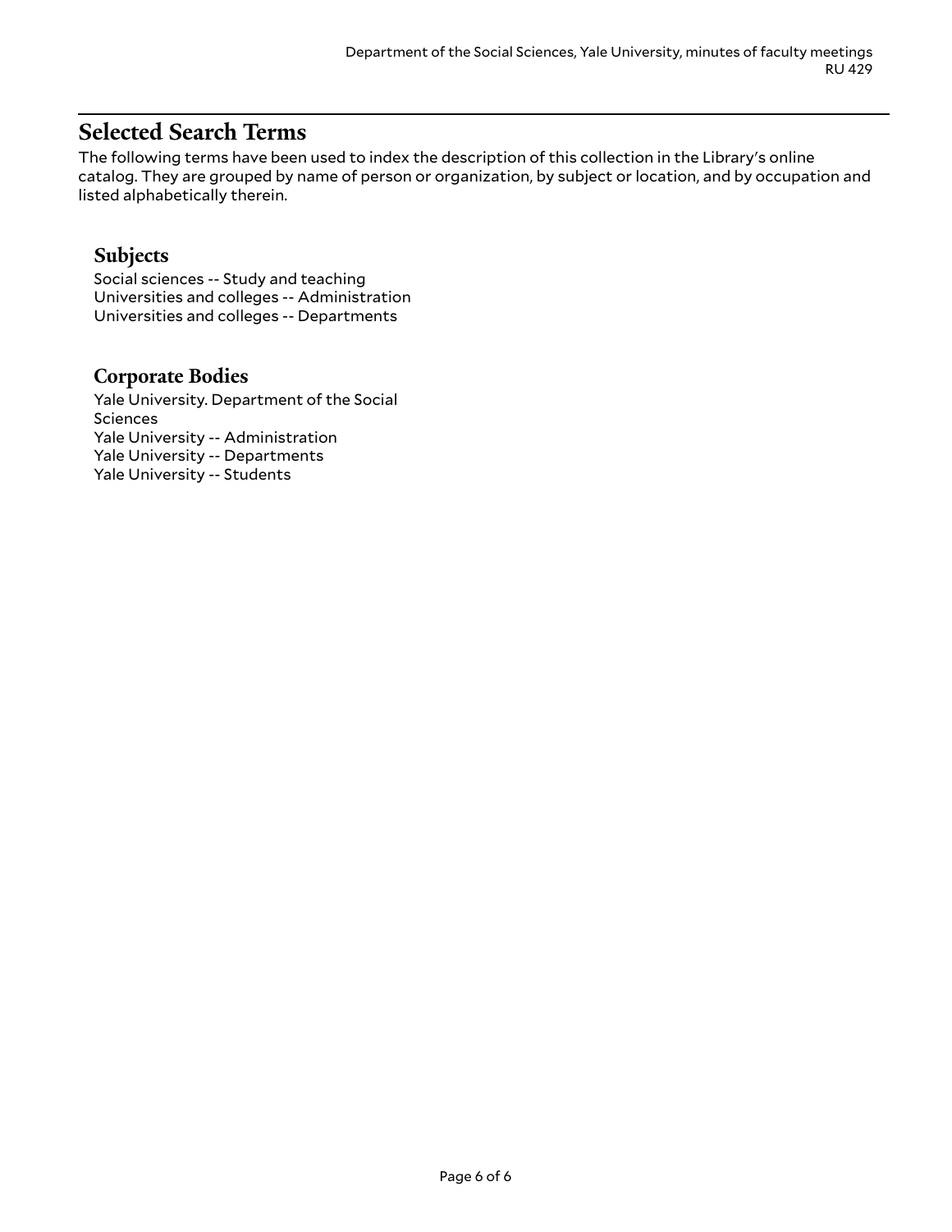## Selected Search Terms

The following terms have been used to index the description of this collection in the Library's online catalog. They are grouped by name of person or organization, by subject or location, and by occupation and listed alphabetically therein.

### Subjects

Social sciences -- Study and teaching
Universities and colleges -- Administration
Universities and colleges -- Departments

### Corporate Bodies

Yale University. Department of the Social Sciences
Yale University -- Administration
Yale University -- Departments
Yale University -- Students